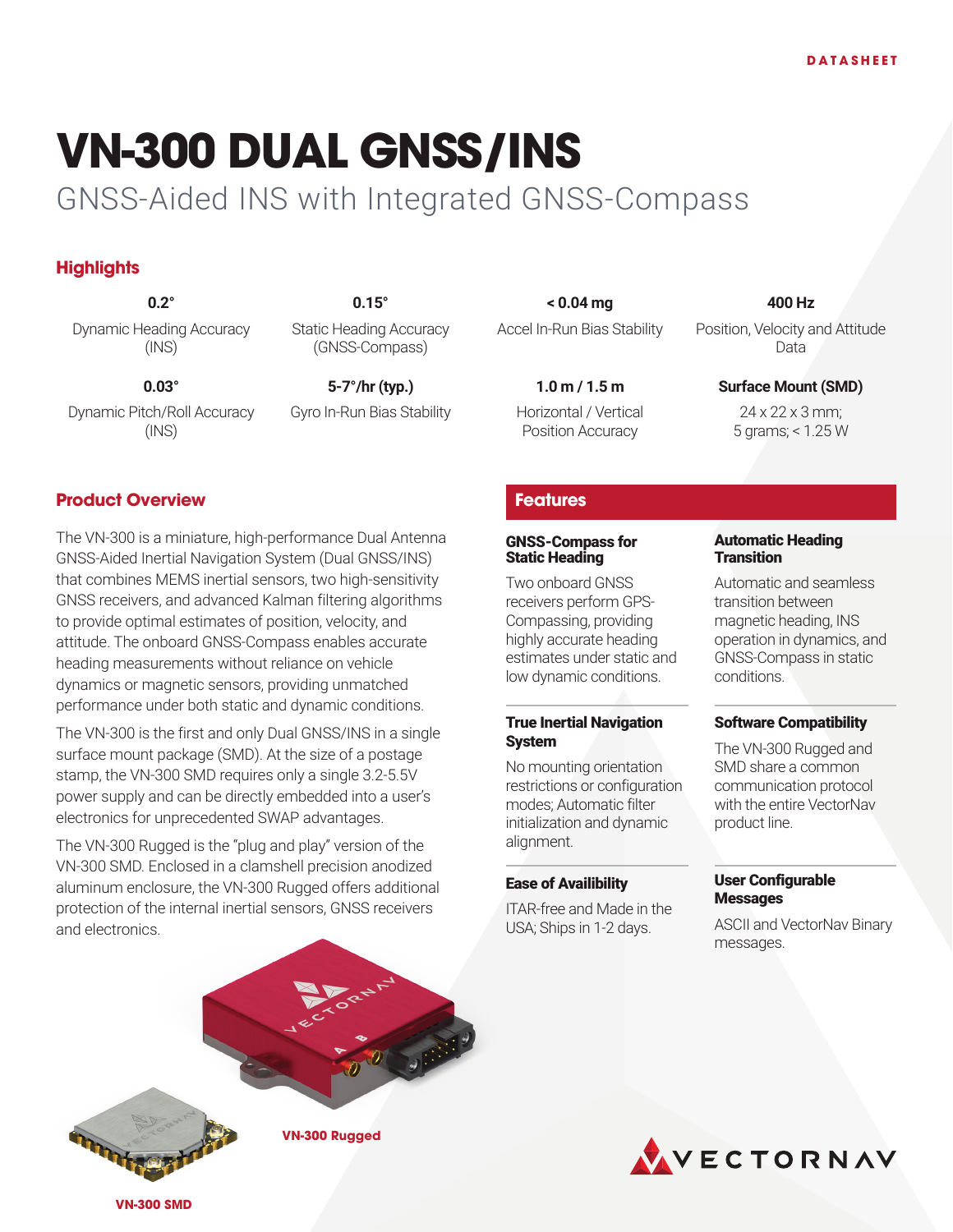DATASHEET

# VN-300 DUAL GNSS/INS

## GNSS-Aided INS with Integrated GNSS-Compass

### Highlights

| 0.2° | 0.15° | < 0.04 mg | 400 Hz |
|---|---|---|---|
| Dynamic Heading Accuracy (INS) | Static Heading Accuracy (GNSS-Compass) | Accel In-Run Bias Stability | Position, Velocity and Attitude Data |
| **0.03°** | **5-7°/hr (typ.)** | **1.0 m / 1.5 m** | **Surface Mount (SMD)** |
| Dynamic Pitch/Roll Accuracy (INS) | Gyro In-Run Bias Stability | Horizontal / Vertical Position Accuracy | 24 x 22 x 3 mm; 5 grams; < 1.25 W |

### Product Overview

The VN-300 is a miniature, high-performance Dual Antenna GNSS-Aided Inertial Navigation System (Dual GNSS/INS) that combines MEMS inertial sensors, two high-sensitivity GNSS receivers, and advanced Kalman filtering algorithms to provide optimal estimates of position, velocity, and attitude. The onboard GNSS-Compass enables accurate heading measurements without reliance on vehicle dynamics or magnetic sensors, providing unmatched performance under both static and dynamic conditions.

The VN-300 is the first and only Dual GNSS/INS in a single surface mount package (SMD). At the size of a postage stamp, the VN-300 SMD requires only a single 3.2-5.5V power supply and can be directly embedded into a user's electronics for unprecedented SWAP advantages.

The VN-300 Rugged is the "plug and play" version of the VN-300 SMD. Enclosed in a clamshell precision anodized aluminum enclosure, the VN-300 Rugged offers additional protection of the internal inertial sensors, GNSS receivers and electronics.

VN-300 Rugged

VN-300 SMD

### Features

#### GNSS-Compass for Static Heading

Two onboard GNSS receivers perform GPS-Compassing, providing highly accurate heading estimates under static and low dynamic conditions.

#### True Inertial Navigation System

No mounting orientation restrictions or configuration modes; Automatic filter initialization and dynamic alignment.

#### Ease of Availibility

ITAR-free and Made in the USA; Ships in 1-2 days.

#### Automatic Heading Transition

Automatic and seamless transition between magnetic heading, INS operation in dynamics, and GNSS-Compass in static conditions.

#### Software Compatibility

The VN-300 Rugged and SMD share a common communication protocol with the entire VectorNav product line.

#### User Configurable Messages

ASCII and VectorNav Binary messages.

VECTORNAV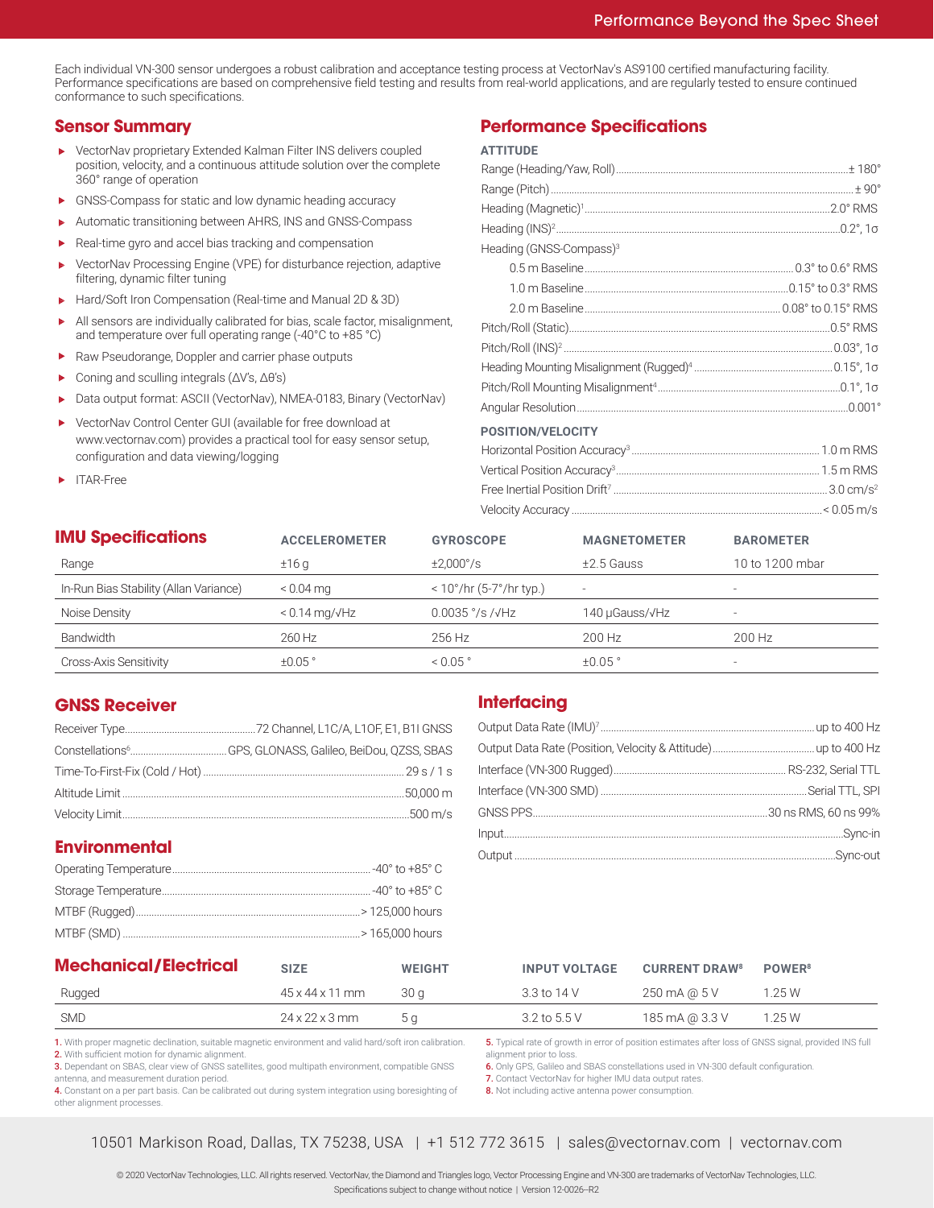Each individual VN-300 sensor undergoes a robust calibration and acceptance testing process at VectorNav's AS9100 certified manufacturing facility. Performance specifications are based on comprehensive field testing and results from real-world applications, and are regularly tested to ensure continued conformance to such specifications.

## Sensor Summary

- VectorNav proprietary Extended Kalman Filter INS delivers coupled position, velocity, and a continuous attitude solution over the complete 360° range of operation
- GNSS-Compass for static and low dynamic heading accuracy
- Automatic transitioning between AHRS, INS and GNSS-Compass
- Real-time gyro and accel bias tracking and compensation
- VectorNav Processing Engine (VPE) for disturbance rejection, adaptive filtering, dynamic filter tuning
- Hard/Soft Iron Compensation (Real-time and Manual 2D & 3D)
- All sensors are individually calibrated for bias, scale factor, misalignment, and temperature over full operating range (-40°C to +85 °C)
- Raw Pseudorange, Doppler and carrier phase outputs
- Coning and sculling integrals (ΔV's, Δθ's)
- Data output format: ASCII (VectorNav), NMEA-0183, Binary (VectorNav)
- VectorNav Control Center GUI (available for free download at www.vectornav.com) provides a practical tool for easy sensor setup, configuration and data viewing/logging
- ITAR-Free

## Performance Specifications

### ATTITUDE

| | |
|---|---|
| Range (Heading/Yaw, Roll) | ± 180° |
| Range (Pitch) | ± 90° |
| Heading (Magnetic)[1] | 2.0° RMS |
| Heading (INS)[2] | 0.2°, 1σ |
| Heading (GNSS-Compass)[3] | |
| 0.5 m Baseline | 0.3° to 0.6° RMS |
| 1.0 m Baseline | 0.15° to 0.3° RMS |
| 2.0 m Baseline | 0.08° to 0.15° RMS |
| Pitch/Roll (Static) | 0.5° RMS |
| Pitch/Roll (INS)[2] | 0.03°, 1σ |
| Heading Mounting Misalignment (Rugged)[4] | 0.15°, 1σ |
| Pitch/Roll Mounting Misalignment[4] | 0.1°, 1σ |
| Angular Resolution | 0.001° |

### POSITION/VELOCITY

| | |
|---|---|
| Horizontal Position Accuracy[3] | 1.0 m RMS |
| Vertical Position Accuracy[3] | 1.5 m RMS |
| Free Inertial Position Drift[7] | 3.0 cm/s² |
| Velocity Accuracy | < 0.05 m/s |

## IMU Specifications

| | ACCELEROMETER | GYROSCOPE | MAGNETOMETER | BAROMETER |
|---|---|---|---|---|
| Range | ±16 g | ±2,000°/s | ±2.5 Gauss | 10 to 1200 mbar |
| In-Run Bias Stability (Allan Variance) | < 0.04 mg | < 10°/hr (5-7°/hr typ.) | - | - |
| Noise Density | < 0.14 mg/√Hz | 0.0035 °/s /√Hz | 140 μGauss/√Hz | - |
| Bandwidth | 260 Hz | 256 Hz | 200 Hz | 200 Hz |
| Cross-Axis Sensitivity | ±0.05 ° | < 0.05 ° | ±0.05 ° | - |

## GNSS Receiver

| | |
|---|---|
| Receiver Type | 72 Channel, L1C/A, L1OF, E1, B1I GNSS |
| Constellations[6] | GPS, GLONASS, Galileo, BeiDou, QZSS, SBAS |
| Time-To-First-Fix (Cold / Hot) | 29 s / 1 s |
| Altitude Limit | 50,000 m |
| Velocity Limit | 500 m/s |

## Environmental

| | |
|---|---|
| Operating Temperature | -40° to +85° C |
| Storage Temperature | -40° to +85° C |
| MTBF (Rugged) | > 125,000 hours |
| MTBF (SMD) | > 165,000 hours |

## Interfacing

| | |
|---|---|
| Output Data Rate (IMU)[7] | up to 400 Hz |
| Output Data Rate (Position, Velocity & Attitude) | up to 400 Hz |
| Interface (VN-300 Rugged) | RS-232, Serial TTL |
| Interface (VN-300 SMD) | Serial TTL, SPI |
| GNSS PPS | 30 ns RMS, 60 ns 99% |
| Input | Sync-in |
| Output | Sync-out |

## Mechanical/Electrical

| | SIZE | WEIGHT | INPUT VOLTAGE | CURRENT DRAW[8] | POWER[8] |
|---|---|---|---|---|---|
| Rugged | 45 x 44 x 11 mm | 30 g | 3.3 to 14 V | 250 mA @ 5 V | 1.25 W |
| SMD | 24 x 22 x 3 mm | 5 g | 3.2 to 5.5 V | 185 mA @ 3.3 V | 1.25 W |

1. With proper magnetic declination, suitable magnetic environment and valid hard/soft iron calibration.
2. With sufficient motion for dynamic alignment.
3. Dependant on SBAS, clear view of GNSS satellites, good multipath environment, compatible GNSS antenna, and measurement duration period.
4. Constant on a per part basis. Can be calibrated out during system integration using boresighting of other alignment processes.
5. Typical rate of growth in error of position estimates after loss of GNSS signal, provided INS full alignment prior to loss.
6. Only GPS, Galileo and SBAS constellations used in VN-300 default configuration.
7. Contact VectorNav for higher IMU data output rates.
8. Not including active antenna power consumption.

10501 Markison Road, Dallas, TX 75238, USA | +1 512 772 3615 | sales@vectornav.com | vectornav.com

© 2020 VectorNav Technologies, LLC. All rights reserved. VectorNav, the Diamond and Triangles logo, Vector Processing Engine and VN-300 are trademarks of VectorNav Technologies, LLC.
Specifications subject to change without notice | Version 12-0026–R2